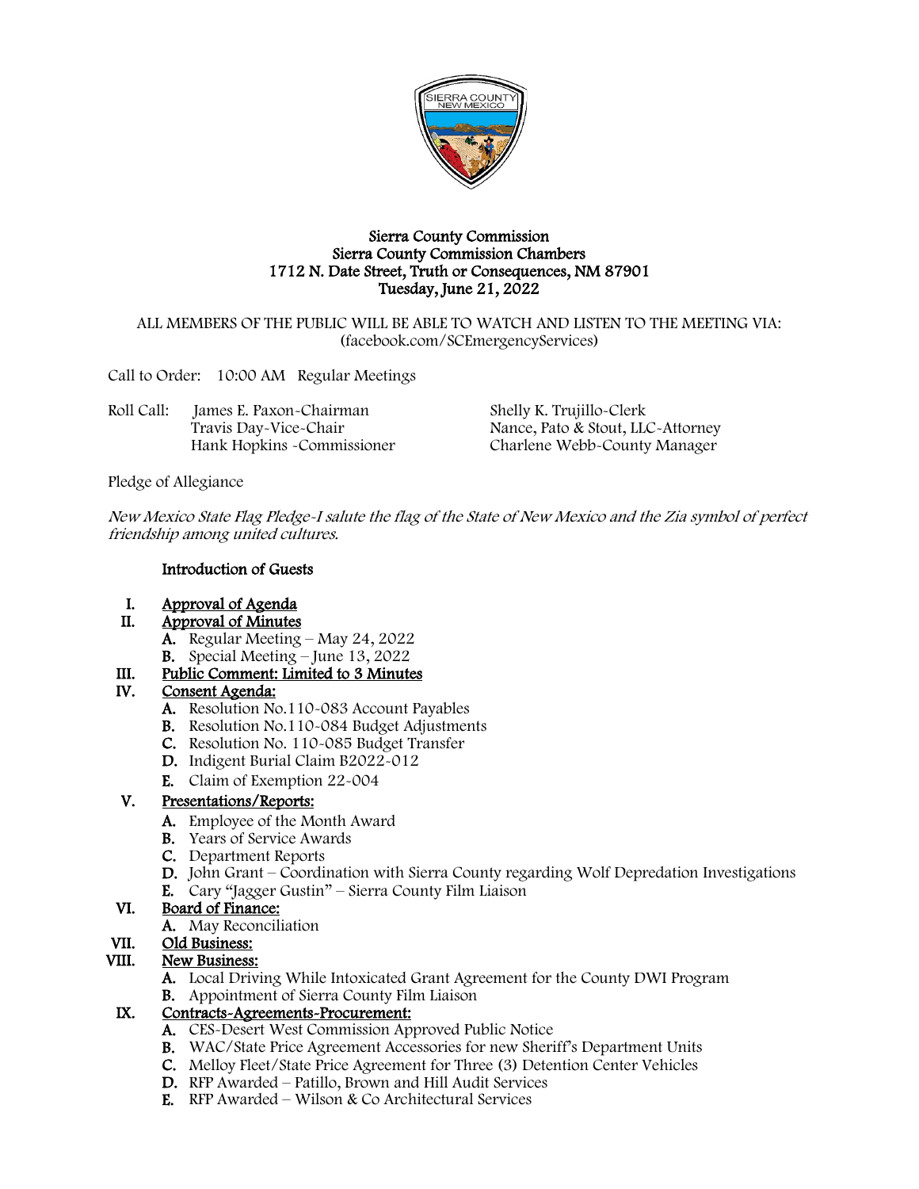**Sierra County Commission**
**Sierra County Commission Chambers**
**1712 N. Date Street, Truth or Consequences, NM 87901**
**Tuesday, June 21, 2022**

ALL MEMBERS OF THE PUBLIC WILL BE ABLE TO WATCH AND LISTEN TO THE MEETING VIA: (facebook.com/SCEmergencyServices)

Call to Order: 10:00 AM Regular Meetings

Roll Call: James E. Paxon-Chairman
Travis Day-Vice-Chair
Hank Hopkins -Commissioner

Shelly K. Trujillo-Clerk
Nance, Pato & Stout, LLC-Attorney
Charlene Webb-County Manager

Pledge of Allegiance

*New Mexico State Flag Pledge-I salute the flag of the State of New Mexico and the Zia symbol of perfect friendship among united cultures.*

**Introduction of Guests**

I. **Approval of Agenda**

II. **Approval of Minutes**
   - **A.** Regular Meeting – May 24, 2022
   - **B.** Special Meeting – June 13, 2022

III. **Public Comment: Limited to 3 Minutes**

IV. **Consent Agenda:**
   - **A.** Resolution No.110-083 Account Payables
   - **B.** Resolution No.110-084 Budget Adjustments
   - **C.** Resolution No. 110-085 Budget Transfer
   - **D.** Indigent Burial Claim B2022-012
   - **E.** Claim of Exemption 22-004

V. **Presentations/Reports:**
   - **A.** Employee of the Month Award
   - **B.** Years of Service Awards
   - **C.** Department Reports
   - **D.** John Grant – Coordination with Sierra County regarding Wolf Depredation Investigations
   - **E.** Cary "Jagger Gustin" – Sierra County Film Liaison

VI. **Board of Finance:**
   - **A.** May Reconciliation

VII. **Old Business:**

VIII. **New Business:**
   - **A.** Local Driving While Intoxicated Grant Agreement for the County DWI Program
   - **B.** Appointment of Sierra County Film Liaison

IX. **Contracts-Agreements-Procurement:**
   - **A.** CES-Desert West Commission Approved Public Notice
   - **B.** WAC/State Price Agreement Accessories for new Sheriff's Department Units
   - **C.** Melloy Fleet/State Price Agreement for Three (3) Detention Center Vehicles
   - **D.** RFP Awarded – Patillo, Brown and Hill Audit Services
   - **E.** RFP Awarded – Wilson & Co Architectural Services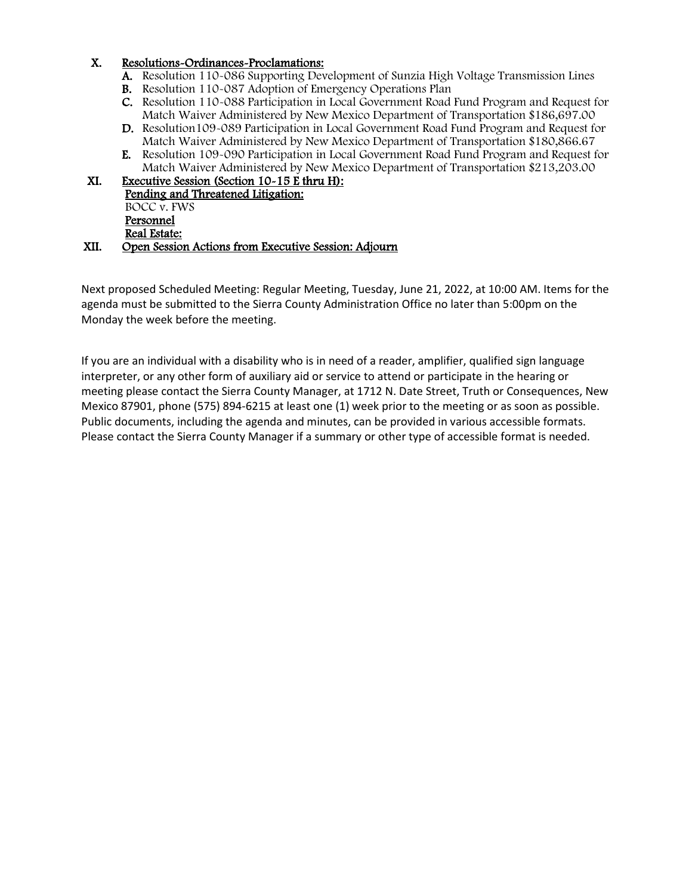X. **Resolutions-Ordinances-Proclamations:**

   **A.** Resolution 110-086 Supporting Development of Sunzia High Voltage Transmission Lines

   **B.** Resolution 110-087 Adoption of Emergency Operations Plan

   **C.** Resolution 110-088 Participation in Local Government Road Fund Program and Request for Match Waiver Administered by New Mexico Department of Transportation $186,697.00

   **D.** Resolution109-089 Participation in Local Government Road Fund Program and Request for Match Waiver Administered by New Mexico Department of Transportation $180,866.67

   **E.** Resolution 109-090 Participation in Local Government Road Fund Program and Request for Match Waiver Administered by New Mexico Department of Transportation $213,203.00

XI. **Executive Session (Section 10-15 E thru H):**

   **Pending and Threatened Litigation:**

   BOCC v. FWS

   **Personnel**

   **Real Estate:**

XII. **Open Session Actions from Executive Session: Adjourn**

Next proposed Scheduled Meeting: Regular Meeting, Tuesday, June 21, 2022, at 10:00 AM. Items for the agenda must be submitted to the Sierra County Administration Office no later than 5:00pm on the Monday the week before the meeting.

If you are an individual with a disability who is in need of a reader, amplifier, qualified sign language interpreter, or any other form of auxiliary aid or service to attend or participate in the hearing or meeting please contact the Sierra County Manager, at 1712 N. Date Street, Truth or Consequences, New Mexico 87901, phone (575) 894-6215 at least one (1) week prior to the meeting or as soon as possible. Public documents, including the agenda and minutes, can be provided in various accessible formats. Please contact the Sierra County Manager if a summary or other type of accessible format is needed.